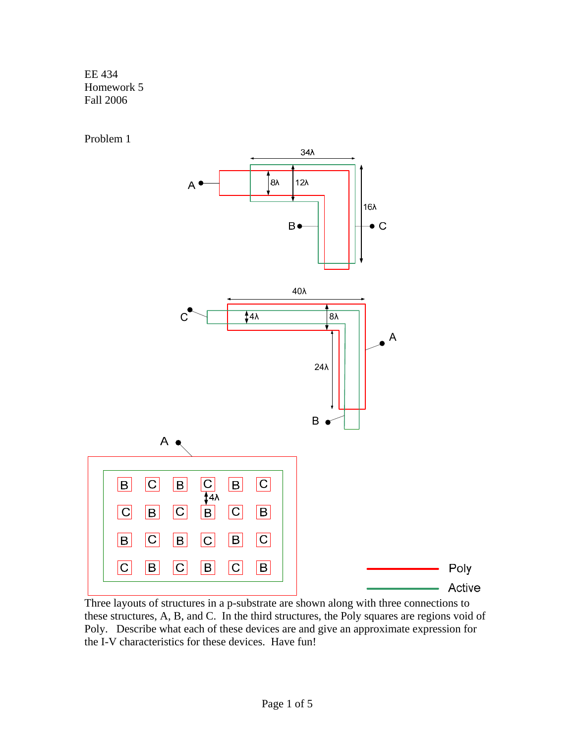EE 434
Homework 5
Fall 2006

Problem 1

Three layouts of structures in a p-substrate are shown along with three connections to these structures, A, B, and C. In the third structures, the Poly squares are regions void of Poly. Describe what each of these devices are and give an approximate expression for the I-V characteristics for these devices. Have fun!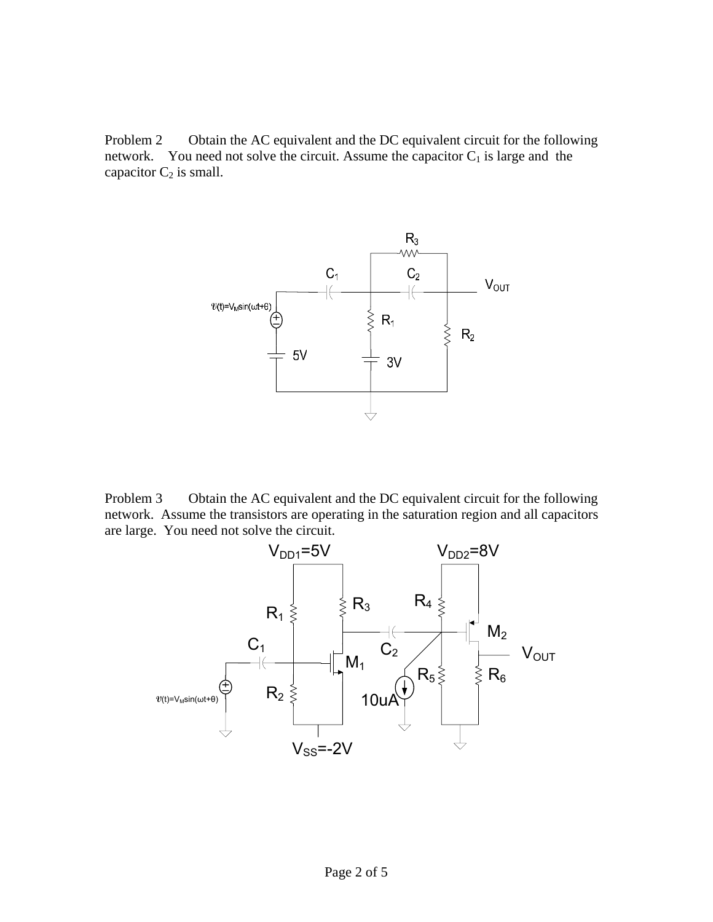Problem 2 Obtain the AC equivalent and the DC equivalent circuit for the following network. You need not solve the circuit. Assume the capacitor $C_1$ is large and the capacitor $C_2$ is small.

Problem 3 Obtain the AC equivalent and the DC equivalent circuit for the following network. Assume the transistors are operating in the saturation region and all capacitors are large. You need not solve the circuit.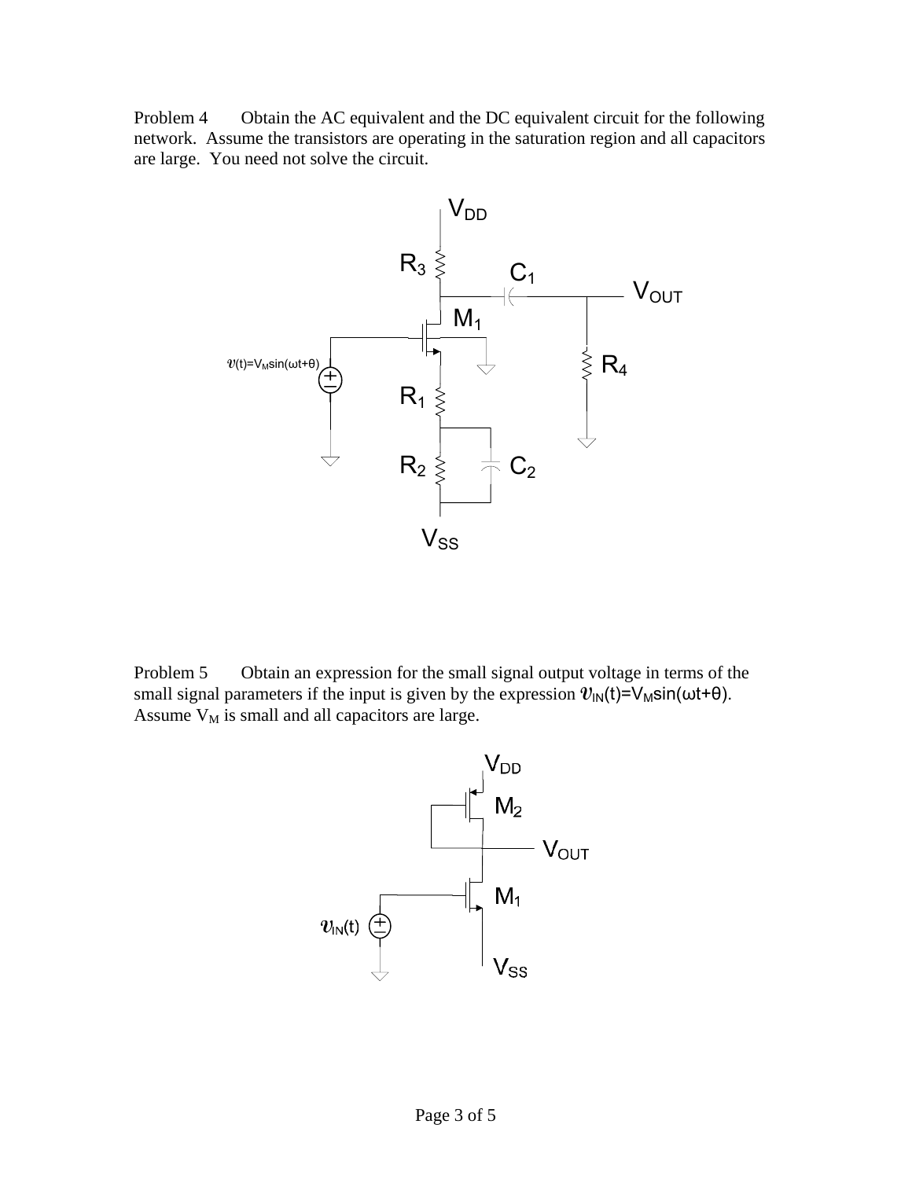Problem 4 Obtain the AC equivalent and the DC equivalent circuit for the following network. Assume the transistors are operating in the saturation region and all capacitors are large. You need not solve the circuit.

Problem 5 Obtain an expression for the small signal output voltage in terms of the small signal parameters if the input is given by the expression $v_{IN}(t)=V_M\sin(\omega t+\theta)$. Assume $V_M$ is small and all capacitors are large.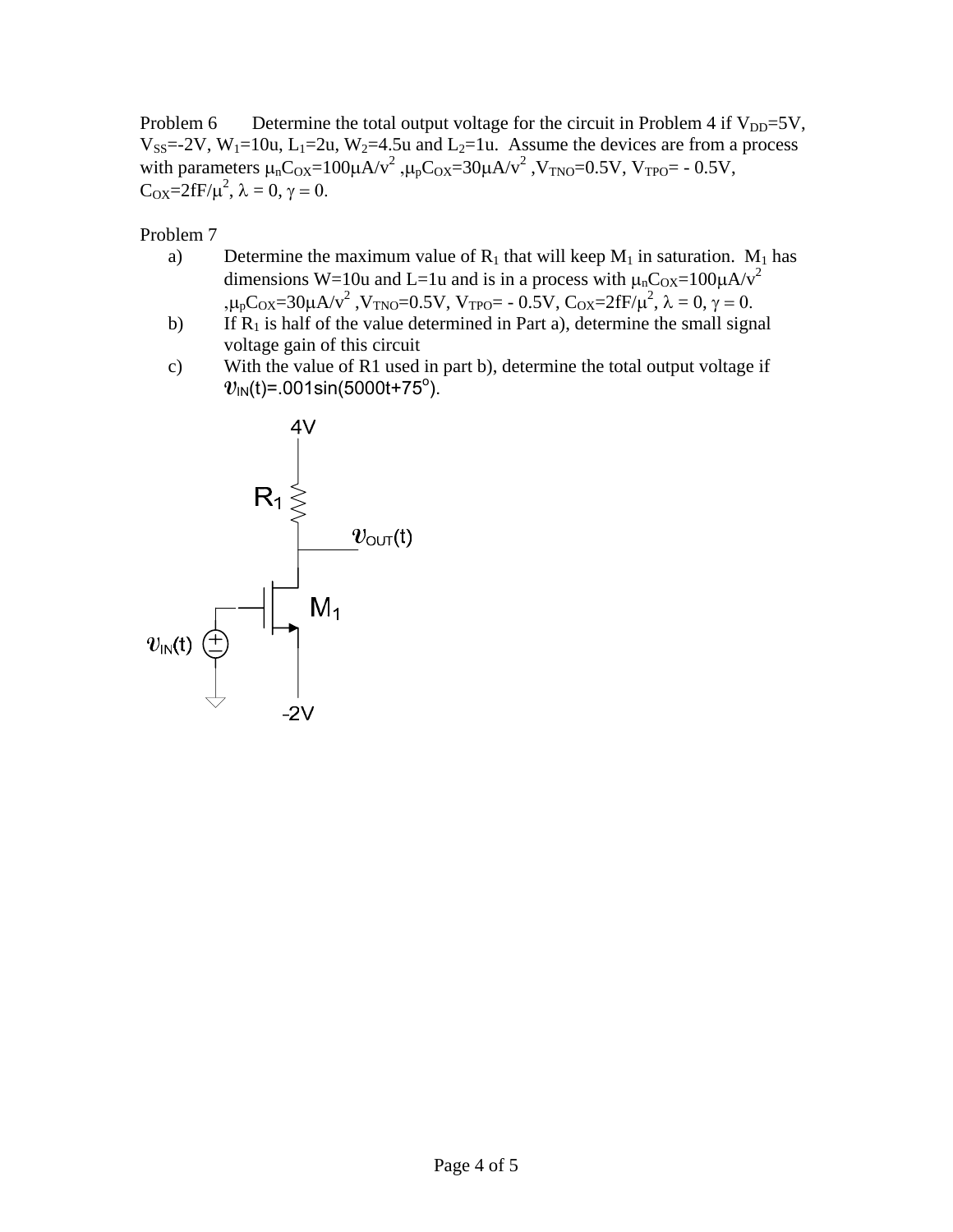Problem 6 Determine the total output voltage for the circuit in Problem 4 if $V_{DD}$=5V, $V_{SS}$=-2V, $W_1$=10u, $L_1$=2u, $W_2$=4.5u and $L_2$=1u. Assume the devices are from a process with parameters $\mu_n C_{OX}$=100μA/v$^2$ ,$\mu_p C_{OX}$=30μA/v$^2$ ,$V_{TNO}$=0.5V, $V_{TPO}$= - 0.5V, $C_{OX}$=2fF/μ$^2$, $\lambda = 0$, $\gamma = 0$.

Problem 7

a) Determine the maximum value of $R_1$ that will keep $M_1$ in saturation. $M_1$ has dimensions W=10u and L=1u and is in a process with $\mu_n C_{OX}$=100μA/v$^2$ ,$\mu_p C_{OX}$=30μA/v$^2$ ,$V_{TNO}$=0.5V, $V_{TPO}$= - 0.5V, $C_{OX}$=2fF/μ$^2$, $\lambda = 0$, $\gamma = 0$.

b) If $R_1$ is half of the value determined in Part a), determine the small signal voltage gain of this circuit

c) With the value of R1 used in part b), determine the total output voltage if $v_{IN}(t)$=.001sin(5000t+75$^o$).

4V

$R_1$

$v_{OUT}(t)$

$M_1$

$v_{IN}(t)$

-2V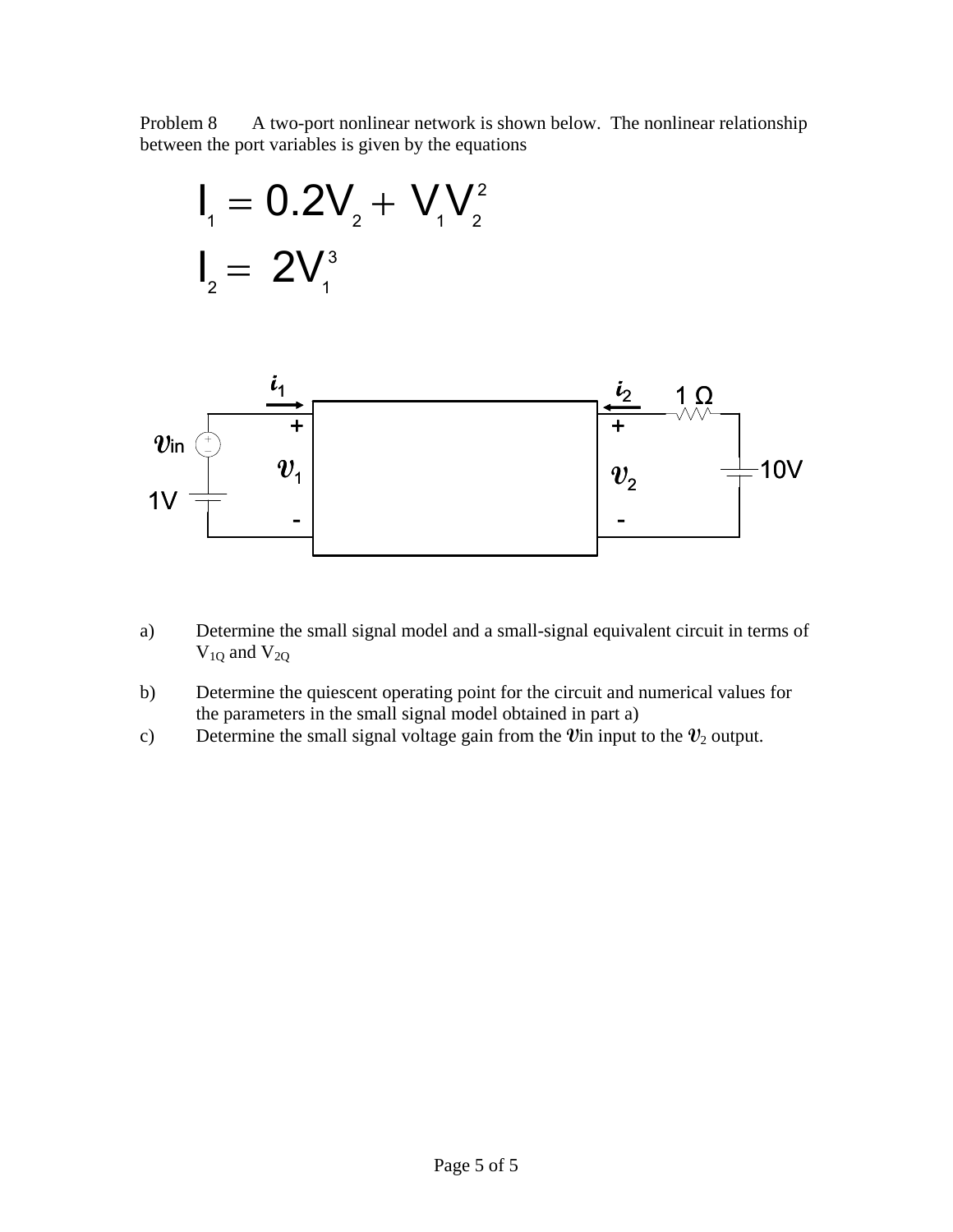Problem 8    A two-port nonlinear network is shown below. The nonlinear relationship between the port variables is given by the equations

$$I_1 = 0.2V_2 + V_1V_2^2$$

$$I_2 = 2V_1^3$$

$i_1$

$i_2$

1 Ω

$v_{in}$

1V

$v_1$

$v_2$

10V

a) Determine the small signal model and a small-signal equivalent circuit in terms of $V_{1Q}$ and $V_{2Q}$

b) Determine the quiescent operating point for the circuit and numerical values for the parameters in the small signal model obtained in part a)

c) Determine the small signal voltage gain from the $v_{in}$ input to the $v_2$ output.